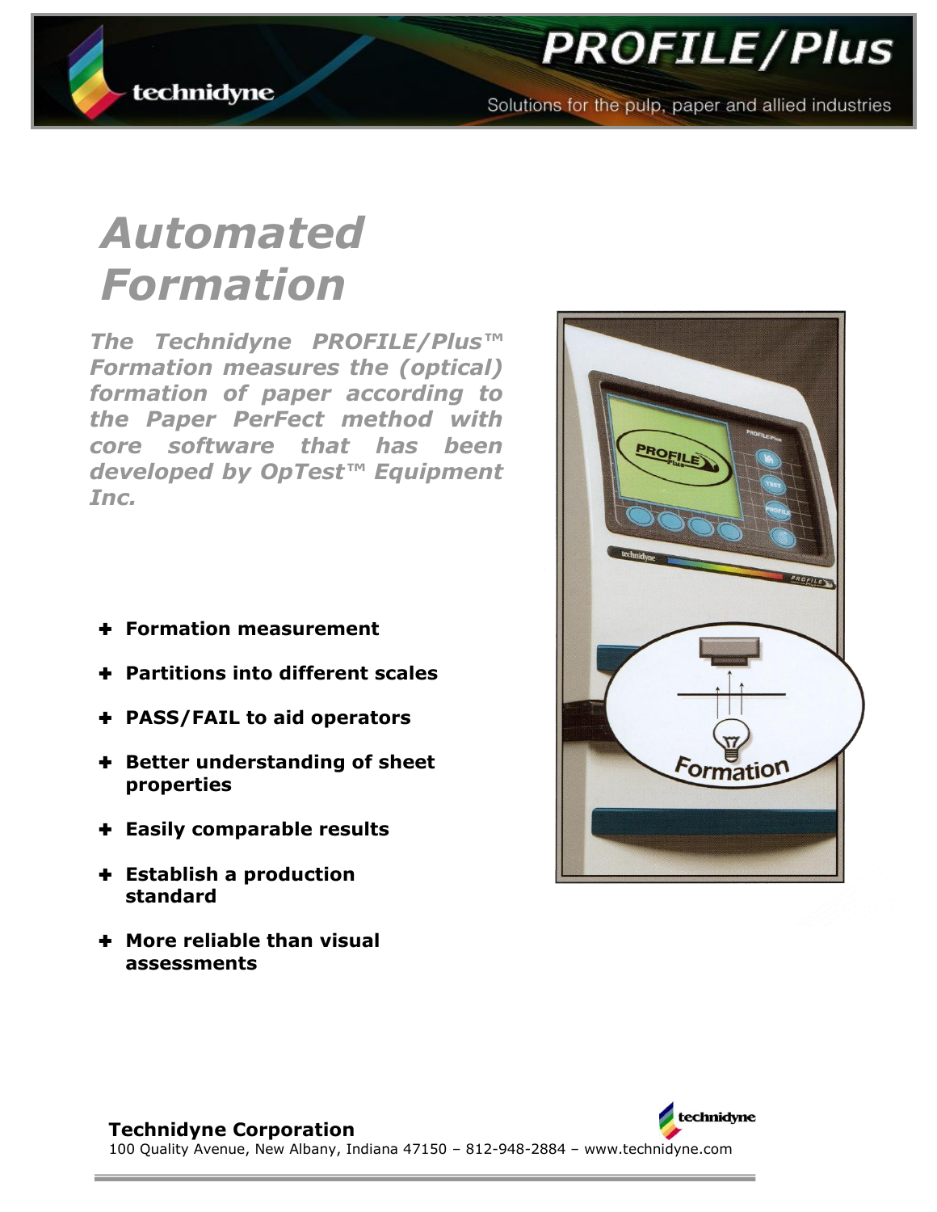# PROFILE/Plus

Solutions for the pulp, paper and allied industries

## Automated Formation

***The Technidyne PROFILE/Plus™ Formation measures the (optical) formation of paper according to the Paper PerFect method with core software that has been developed by OpTest™ Equipment Inc.***

- **Formation measurement**
- **Partitions into different scales**
- **PASS/FAIL to aid operators**
- **Better understanding of sheet properties**
- **Easily comparable results**
- **Establish a production standard**
- **More reliable than visual assessments**

**Technidyne Corporation**
100 Quality Avenue, New Albany, Indiana 47150 – 812-948-2884 – www.technidyne.com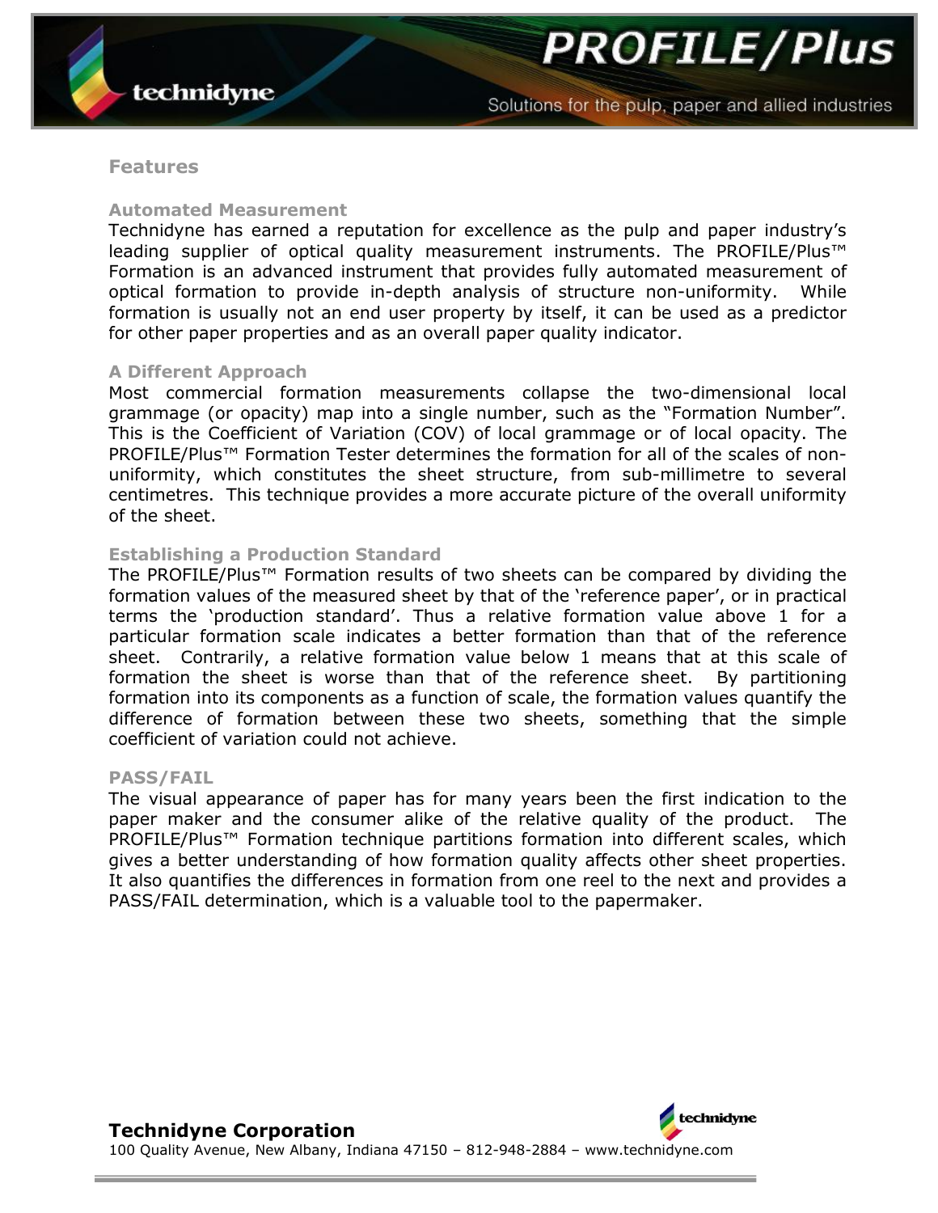## Features

### Automated Measurement

Technidyne has earned a reputation for excellence as the pulp and paper industry's leading supplier of optical quality measurement instruments. The PROFILE/Plus™ Formation is an advanced instrument that provides fully automated measurement of optical formation to provide in-depth analysis of structure non-uniformity. While formation is usually not an end user property by itself, it can be used as a predictor for other paper properties and as an overall paper quality indicator.

### A Different Approach

Most commercial formation measurements collapse the two-dimensional local grammage (or opacity) map into a single number, such as the "Formation Number". This is the Coefficient of Variation (COV) of local grammage or of local opacity. The PROFILE/Plus™ Formation Tester determines the formation for all of the scales of non-uniformity, which constitutes the sheet structure, from sub-millimetre to several centimetres. This technique provides a more accurate picture of the overall uniformity of the sheet.

### Establishing a Production Standard

The PROFILE/Plus™ Formation results of two sheets can be compared by dividing the formation values of the measured sheet by that of the 'reference paper', or in practical terms the 'production standard'. Thus a relative formation value above 1 for a particular formation scale indicates a better formation than that of the reference sheet. Contrarily, a relative formation value below 1 means that at this scale of formation the sheet is worse than that of the reference sheet. By partitioning formation into its components as a function of scale, the formation values quantify the difference of formation between these two sheets, something that the simple coefficient of variation could not achieve.

### PASS/FAIL

The visual appearance of paper has for many years been the first indication to the paper maker and the consumer alike of the relative quality of the product. The PROFILE/Plus™ Formation technique partitions formation into different scales, which gives a better understanding of how formation quality affects other sheet properties. It also quantifies the differences in formation from one reel to the next and provides a PASS/FAIL determination, which is a valuable tool to the papermaker.

**Technidyne Corporation**

100 Quality Avenue, New Albany, Indiana 47150 – 812-948-2884 – www.technidyne.com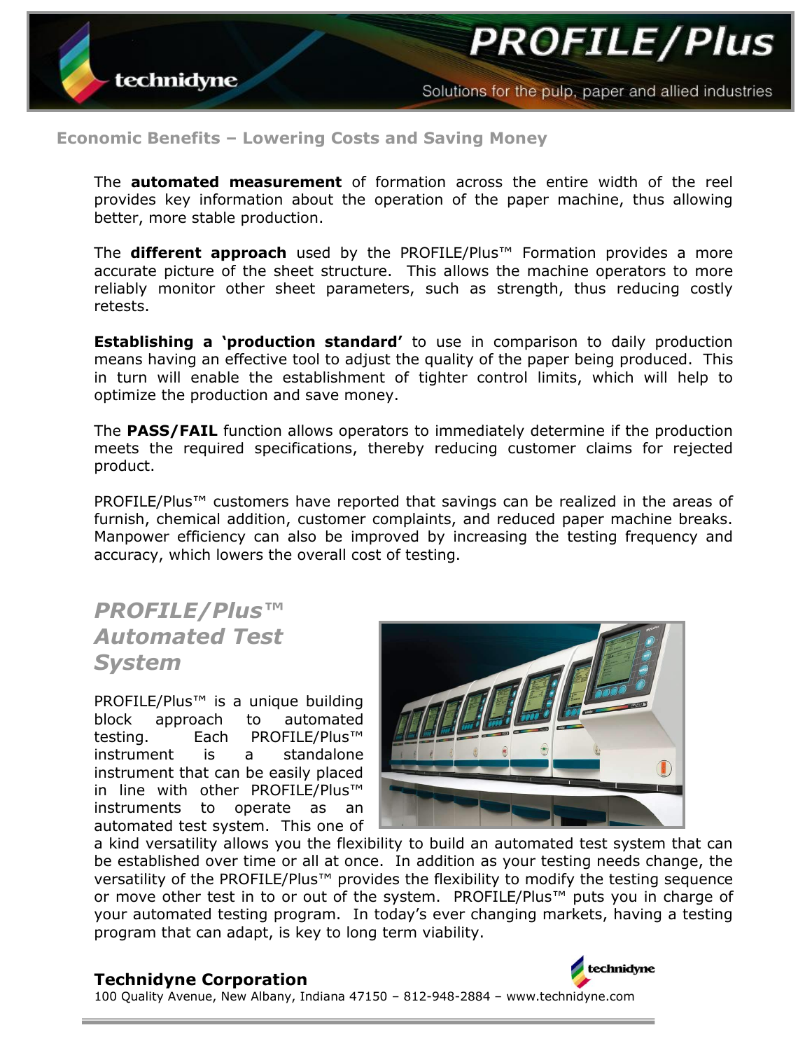## Economic Benefits – Lowering Costs and Saving Money

The **automated measurement** of formation across the entire width of the reel provides key information about the operation of the paper machine, thus allowing better, more stable production.

The **different approach** used by the PROFILE/Plus™ Formation provides a more accurate picture of the sheet structure. This allows the machine operators to more reliably monitor other sheet parameters, such as strength, thus reducing costly retests.

**Establishing a 'production standard'** to use in comparison to daily production means having an effective tool to adjust the quality of the paper being produced. This in turn will enable the establishment of tighter control limits, which will help to optimize the production and save money.

The **PASS/FAIL** function allows operators to immediately determine if the production meets the required specifications, thereby reducing customer claims for rejected product.

PROFILE/Plus™ customers have reported that savings can be realized in the areas of furnish, chemical addition, customer complaints, and reduced paper machine breaks. Manpower efficiency can also be improved by increasing the testing frequency and accuracy, which lowers the overall cost of testing.

## *PROFILE/Plus™ Automated Test System*

PROFILE/Plus™ is a unique building block approach to automated testing. Each PROFILE/Plus™ instrument is a standalone instrument that can be easily placed in line with other PROFILE/Plus™ instruments to operate as an automated test system. This one of a kind versatility allows you the flexibility to build an automated test system that can be established over time or all at once. In addition as your testing needs change, the versatility of the PROFILE/Plus™ provides the flexibility to modify the testing sequence or move other test in to or out of the system. PROFILE/Plus™ puts you in charge of your automated testing program. In today's ever changing markets, having a testing program that can adapt, is key to long term viability.

**Technidyne Corporation**
100 Quality Avenue, New Albany, Indiana 47150 – 812-948-2884 – www.technidyne.com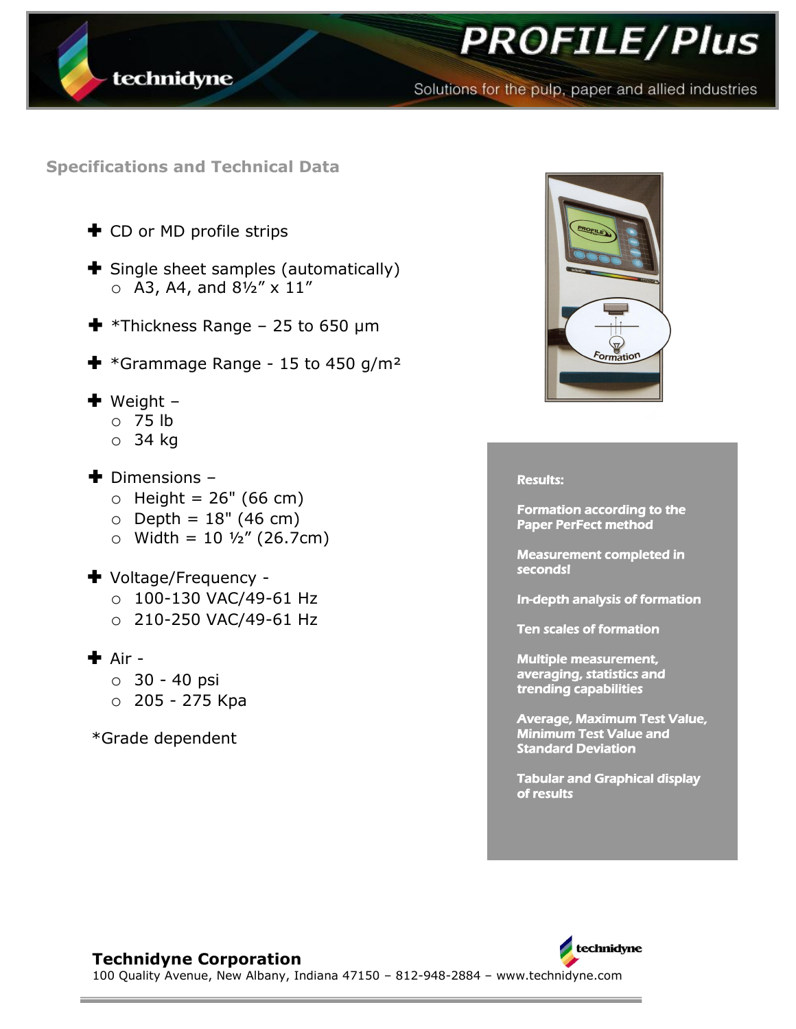# PROFILE/Plus

technidyne

Solutions for the pulp, paper and allied industries

## Specifications and Technical Data

- CD or MD profile strips
- Single sheet samples (automatically)
  - A3, A4, and 8½" x 11"
- *Thickness Range – 25 to 650 µm
- *Grammage Range - 15 to 450 g/m²
- Weight –
  - 75 lb
  - 34 kg
- Dimensions –
  - Height = 26" (66 cm)
  - Depth = 18" (46 cm)
  - Width = 10 ½" (26.7cm)
- Voltage/Frequency -
  - 100-130 VAC/49-61 Hz
  - 210-250 VAC/49-61 Hz
- Air -
  - 30 - 40 psi
  - 205 - 275 Kpa

*Grade dependent

**Results:**

**Formation according to the Paper PerFect method**

**Measurement completed in seconds!**

**In-depth analysis of formation**

**Ten scales of formation**

**Multiple measurement, averaging, statistics and trending capabilities**

**Average, Maximum Test Value, Minimum Test Value and Standard Deviation**

**Tabular and Graphical display of results**

**Technidyne Corporation**

100 Quality Avenue, New Albany, Indiana 47150 – 812-948-2884 – www.technidyne.com